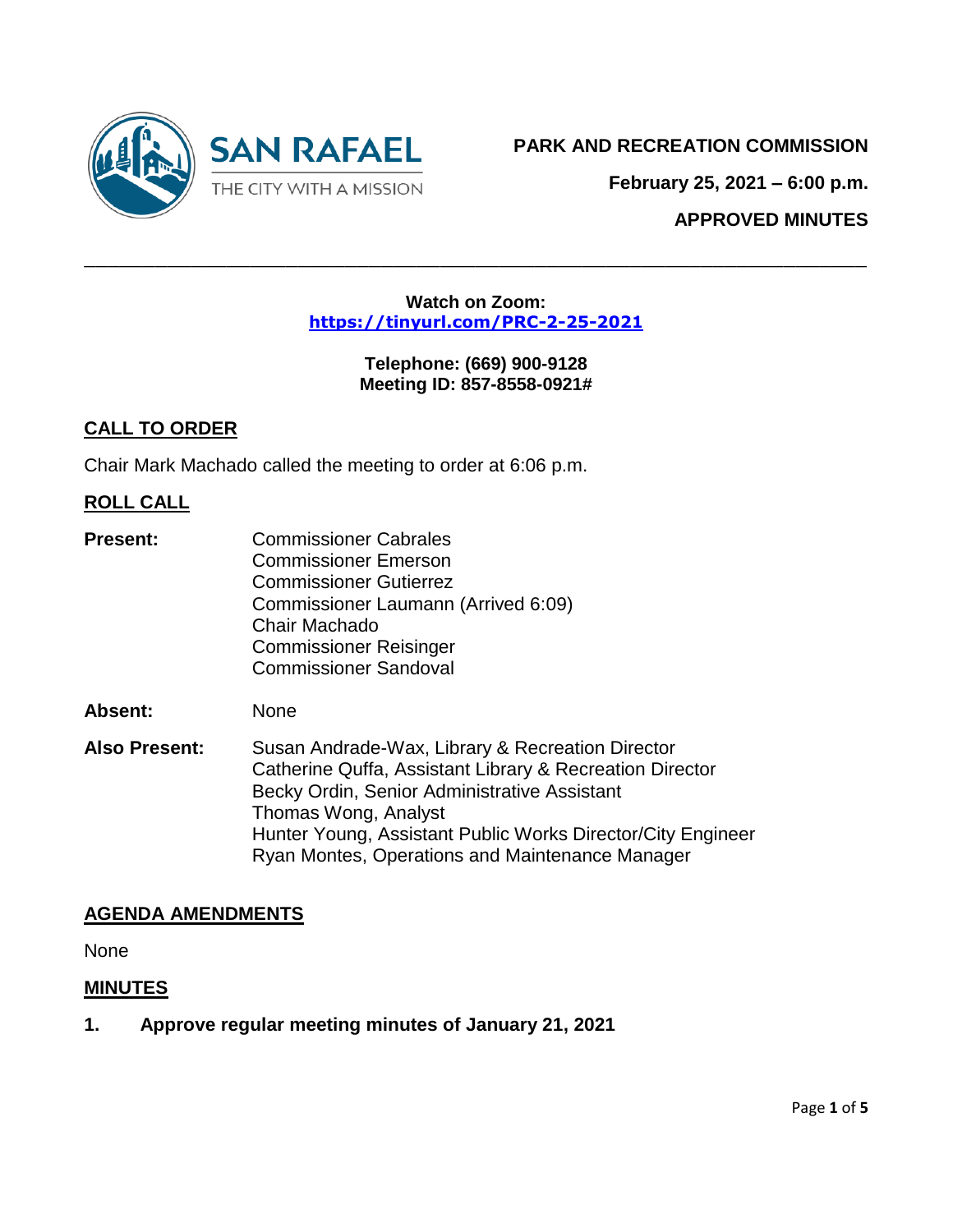**PARK AND RECREATION COMMISSION**

**February 25, 2021 – 6:00 p.m.**

**APPROVED MINUTES**

---

**Watch on Zoom:**
**https://tinyurl.com/PRC-2-25-2021**

**Telephone: (669) 900-9128**
**Meeting ID: 857-8558-0921#**

## CALL TO ORDER

Chair Mark Machado called the meeting to order at 6:06 p.m.

## ROLL CALL

**Present:**
Commissioner Cabrales
Commissioner Emerson
Commissioner Gutierrez
Commissioner Laumann (Arrived 6:09)
Chair Machado
Commissioner Reisinger
Commissioner Sandoval

**Absent:** None

**Also Present:**
Susan Andrade-Wax, Library & Recreation Director
Catherine Quffa, Assistant Library & Recreation Director
Becky Ordin, Senior Administrative Assistant
Thomas Wong, Analyst
Hunter Young, Assistant Public Works Director/City Engineer
Ryan Montes, Operations and Maintenance Manager

## AGENDA AMENDMENTS

None

## MINUTES

**1. Approve regular meeting minutes of January 21, 2021**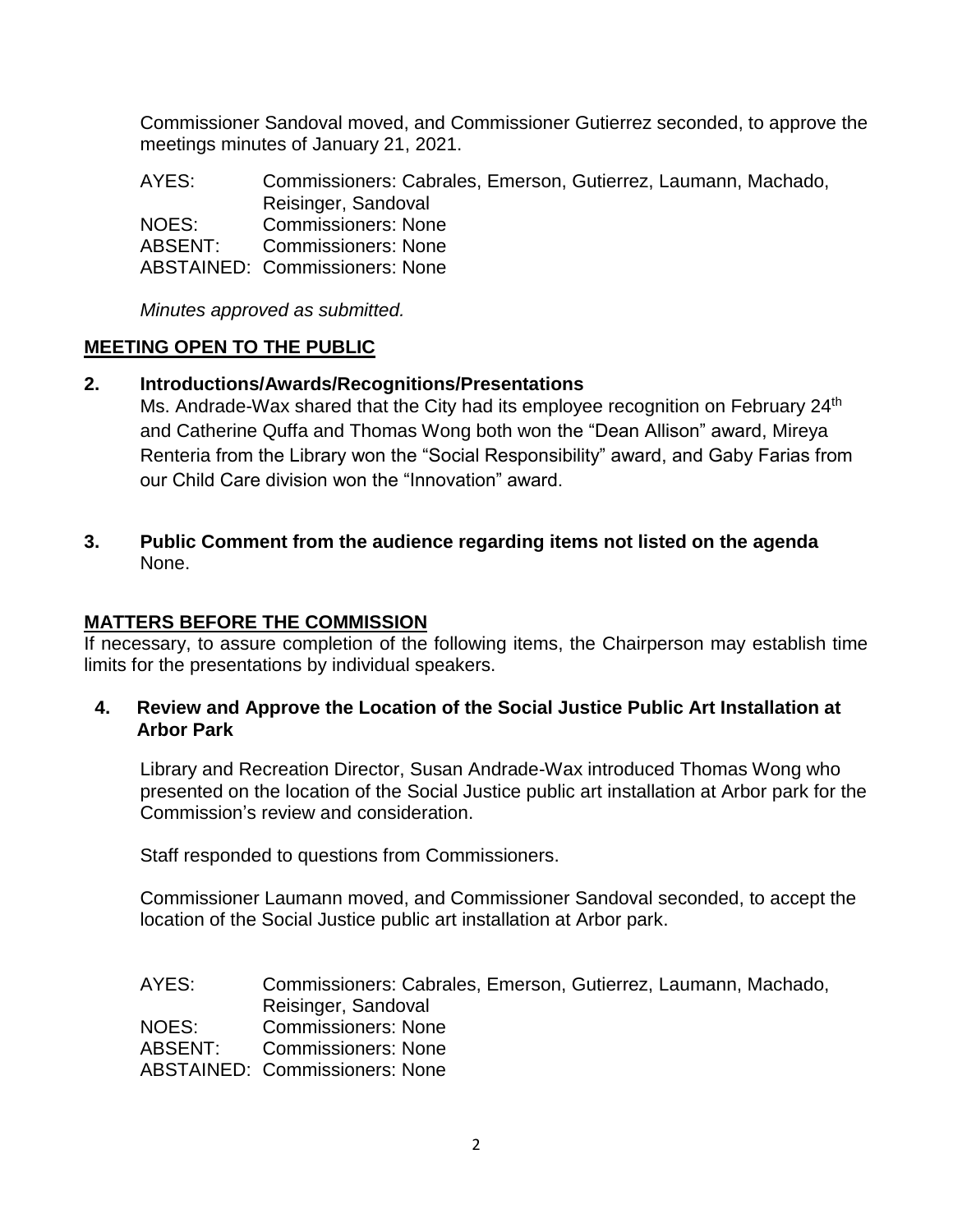Commissioner Sandoval moved, and Commissioner Gutierrez seconded, to approve the meetings minutes of January 21, 2021.

AYES: Commissioners: Cabrales, Emerson, Gutierrez, Laumann, Machado, Reisinger, Sandoval
NOES: Commissioners: None
ABSENT: Commissioners: None
ABSTAINED: Commissioners: None

*Minutes approved as submitted.*

## MEETING OPEN TO THE PUBLIC

**2. Introductions/Awards/Recognitions/Presentations**

Ms. Andrade-Wax shared that the City had its employee recognition on February 24th and Catherine Quffa and Thomas Wong both won the "Dean Allison" award, Mireya Renteria from the Library won the "Social Responsibility" award, and Gaby Farias from our Child Care division won the "Innovation" award.

**3. Public Comment from the audience regarding items not listed on the agenda**

None.

## MATTERS BEFORE THE COMMISSION

If necessary, to assure completion of the following items, the Chairperson may establish time limits for the presentations by individual speakers.

**4. Review and Approve the Location of the Social Justice Public Art Installation at Arbor Park**

Library and Recreation Director, Susan Andrade-Wax introduced Thomas Wong who presented on the location of the Social Justice public art installation at Arbor park for the Commission's review and consideration.

Staff responded to questions from Commissioners.

Commissioner Laumann moved, and Commissioner Sandoval seconded, to accept the location of the Social Justice public art installation at Arbor park.

AYES: Commissioners: Cabrales, Emerson, Gutierrez, Laumann, Machado, Reisinger, Sandoval
NOES: Commissioners: None
ABSENT: Commissioners: None
ABSTAINED: Commissioners: None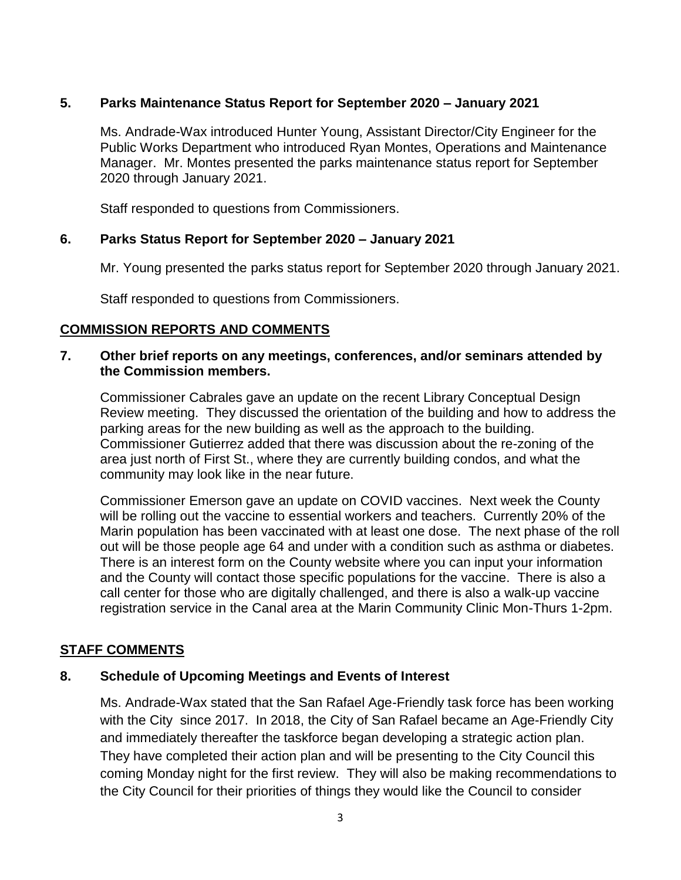**5. Parks Maintenance Status Report for September 2020 – January 2021**

Ms. Andrade-Wax introduced Hunter Young, Assistant Director/City Engineer for the Public Works Department who introduced Ryan Montes, Operations and Maintenance Manager. Mr. Montes presented the parks maintenance status report for September 2020 through January 2021.

Staff responded to questions from Commissioners.

**6. Parks Status Report for September 2020 – January 2021**

Mr. Young presented the parks status report for September 2020 through January 2021.

Staff responded to questions from Commissioners.

**COMMISSION REPORTS AND COMMENTS**

**7. Other brief reports on any meetings, conferences, and/or seminars attended by the Commission members.**

Commissioner Cabrales gave an update on the recent Library Conceptual Design Review meeting. They discussed the orientation of the building and how to address the parking areas for the new building as well as the approach to the building. Commissioner Gutierrez added that there was discussion about the re-zoning of the area just north of First St., where they are currently building condos, and what the community may look like in the near future.

Commissioner Emerson gave an update on COVID vaccines. Next week the County will be rolling out the vaccine to essential workers and teachers. Currently 20% of the Marin population has been vaccinated with at least one dose. The next phase of the roll out will be those people age 64 and under with a condition such as asthma or diabetes. There is an interest form on the County website where you can input your information and the County will contact those specific populations for the vaccine. There is also a call center for those who are digitally challenged, and there is also a walk-up vaccine registration service in the Canal area at the Marin Community Clinic Mon-Thurs 1-2pm.

**STAFF COMMENTS**

**8. Schedule of Upcoming Meetings and Events of Interest**

Ms. Andrade-Wax stated that the San Rafael Age-Friendly task force has been working with the City since 2017. In 2018, the City of San Rafael became an Age-Friendly City and immediately thereafter the taskforce began developing a strategic action plan. They have completed their action plan and will be presenting to the City Council this coming Monday night for the first review. They will also be making recommendations to the City Council for their priorities of things they would like the Council to consider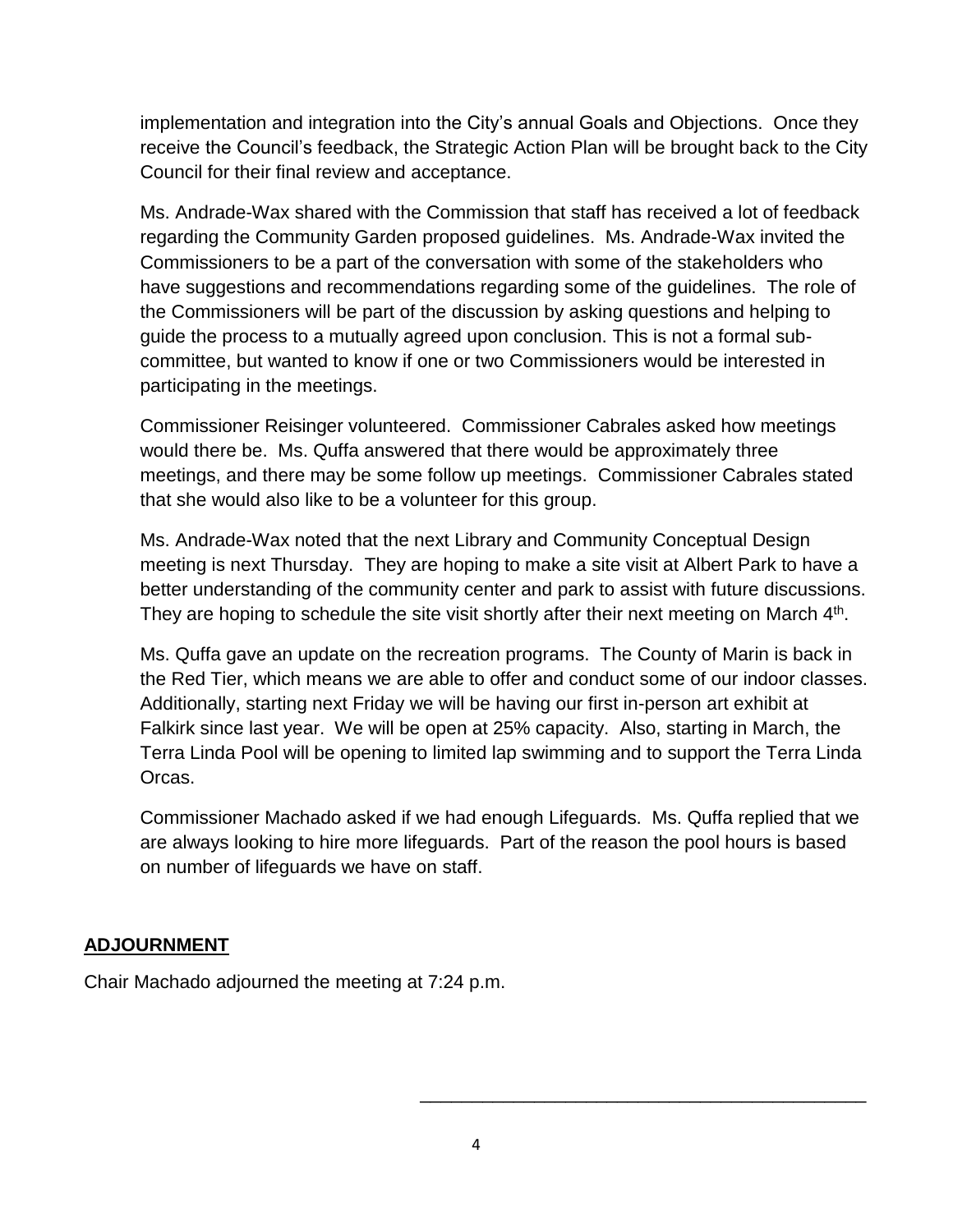implementation and integration into the City's annual Goals and Objections. Once they receive the Council's feedback, the Strategic Action Plan will be brought back to the City Council for their final review and acceptance.

Ms. Andrade-Wax shared with the Commission that staff has received a lot of feedback regarding the Community Garden proposed guidelines. Ms. Andrade-Wax invited the Commissioners to be a part of the conversation with some of the stakeholders who have suggestions and recommendations regarding some of the guidelines. The role of the Commissioners will be part of the discussion by asking questions and helping to guide the process to a mutually agreed upon conclusion. This is not a formal sub-committee, but wanted to know if one or two Commissioners would be interested in participating in the meetings.

Commissioner Reisinger volunteered. Commissioner Cabrales asked how meetings would there be. Ms. Quffa answered that there would be approximately three meetings, and there may be some follow up meetings. Commissioner Cabrales stated that she would also like to be a volunteer for this group.

Ms. Andrade-Wax noted that the next Library and Community Conceptual Design meeting is next Thursday. They are hoping to make a site visit at Albert Park to have a better understanding of the community center and park to assist with future discussions. They are hoping to schedule the site visit shortly after their next meeting on March 4th.

Ms. Quffa gave an update on the recreation programs. The County of Marin is back in the Red Tier, which means we are able to offer and conduct some of our indoor classes. Additionally, starting next Friday we will be having our first in-person art exhibit at Falkirk since last year. We will be open at 25% capacity. Also, starting in March, the Terra Linda Pool will be opening to limited lap swimming and to support the Terra Linda Orcas.

Commissioner Machado asked if we had enough Lifeguards. Ms. Quffa replied that we are always looking to hire more lifeguards. Part of the reason the pool hours is based on number of lifeguards we have on staff.

## ADJOURNMENT

Chair Machado adjourned the meeting at 7:24 p.m.

\_\_\_\_\_\_\_\_\_\_\_\_\_\_\_\_\_\_\_\_\_\_\_\_\_\_\_\_\_\_\_\_\_\_\_\_\_\_\_\_\_\_\_\_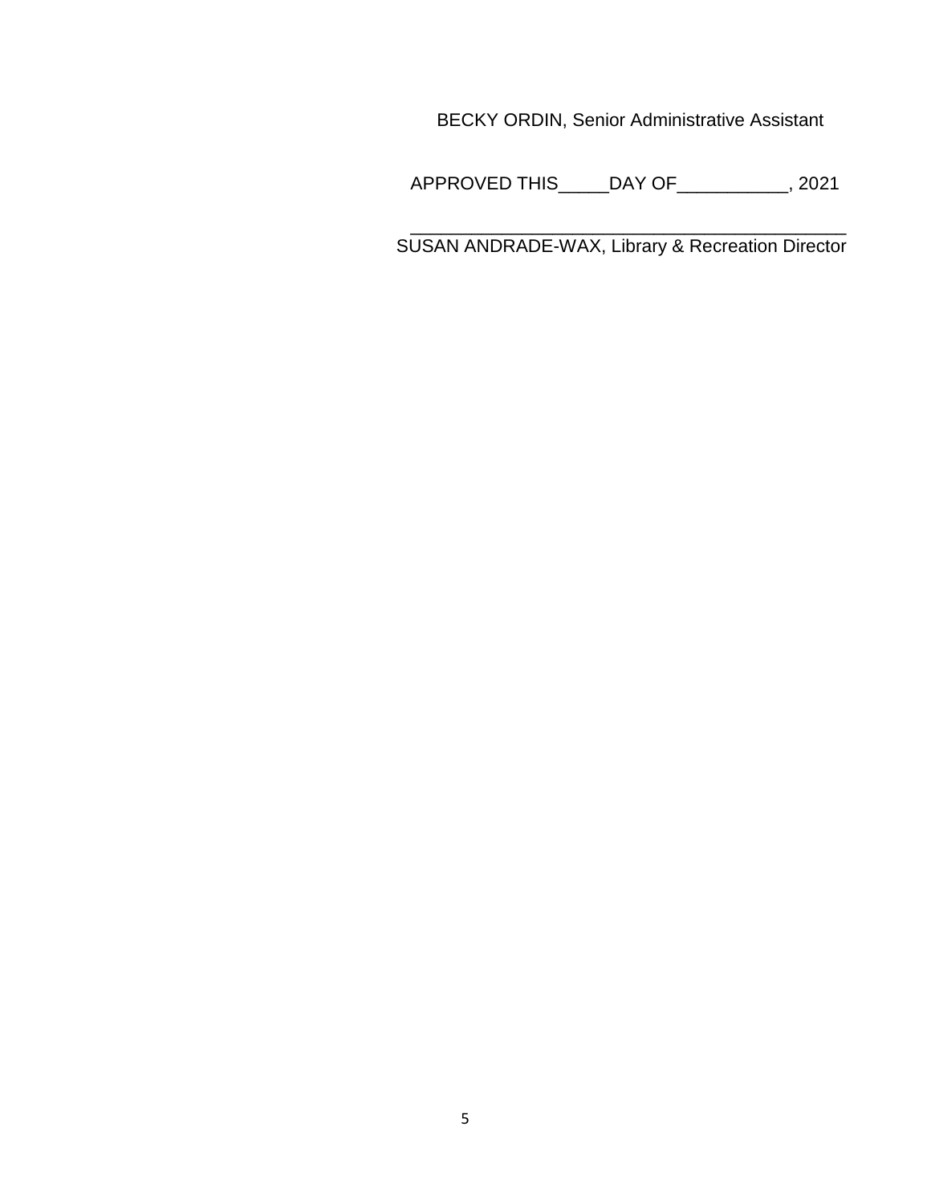BECKY ORDIN, Senior Administrative Assistant

APPROVED THIS_____DAY OF___________, 2021

_____________________________________________
SUSAN ANDRADE-WAX, Library & Recreation Director